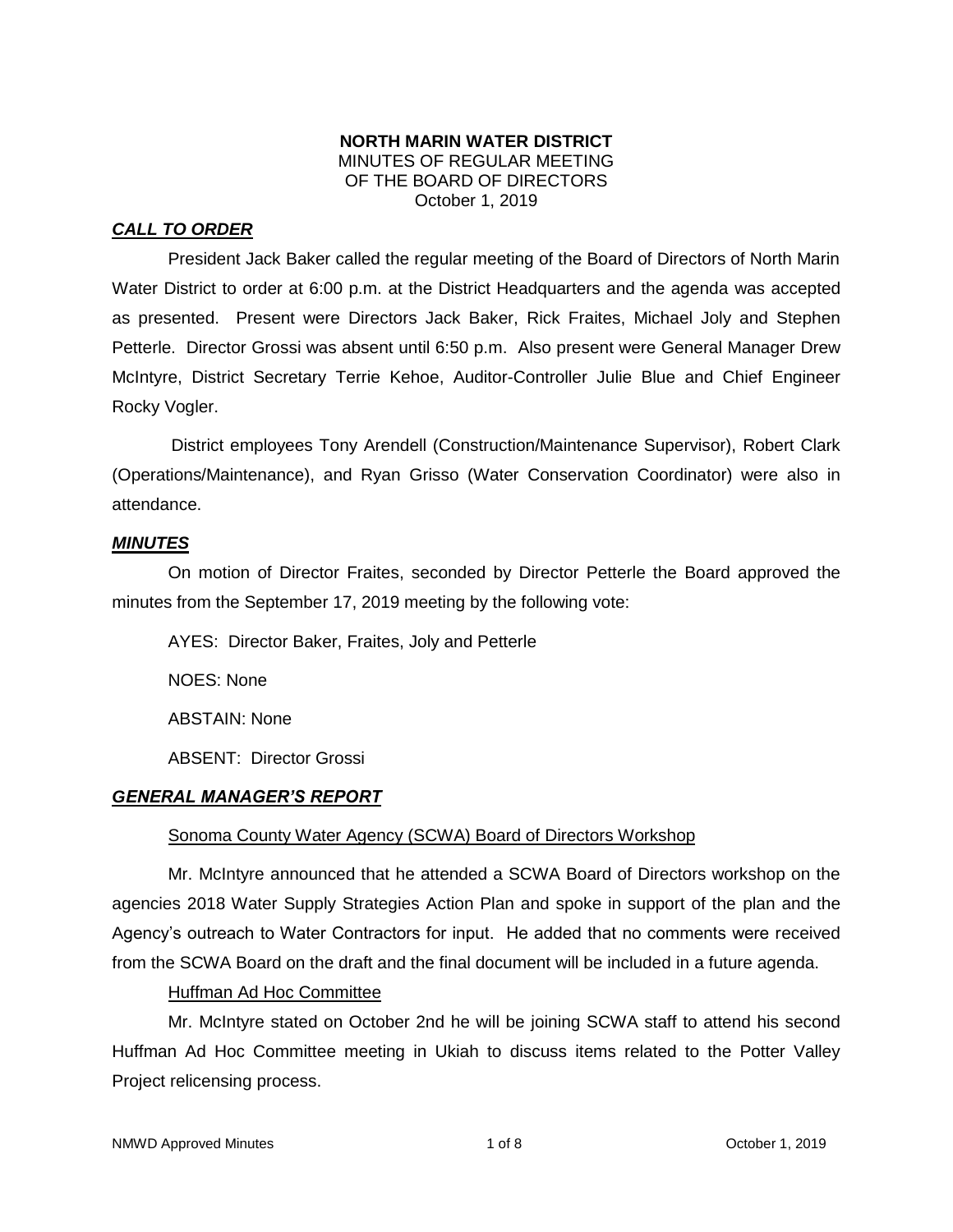**NORTH MARIN WATER DISTRICT**
MINUTES OF REGULAR MEETING
OF THE BOARD OF DIRECTORS
October 1, 2019

***CALL TO ORDER***

President Jack Baker called the regular meeting of the Board of Directors of North Marin Water District to order at 6:00 p.m. at the District Headquarters and the agenda was accepted as presented. Present were Directors Jack Baker, Rick Fraites, Michael Joly and Stephen Petterle. Director Grossi was absent until 6:50 p.m. Also present were General Manager Drew McIntyre, District Secretary Terrie Kehoe, Auditor-Controller Julie Blue and Chief Engineer Rocky Vogler.

District employees Tony Arendell (Construction/Maintenance Supervisor), Robert Clark (Operations/Maintenance), and Ryan Grisso (Water Conservation Coordinator) were also in attendance.

***MINUTES***

On motion of Director Fraites, seconded by Director Petterle the Board approved the minutes from the September 17, 2019 meeting by the following vote:

AYES: Director Baker, Fraites, Joly and Petterle

NOES: None

ABSTAIN: None

ABSENT: Director Grossi

***GENERAL MANAGER'S REPORT***

Sonoma County Water Agency (SCWA) Board of Directors Workshop

Mr. McIntyre announced that he attended a SCWA Board of Directors workshop on the agencies 2018 Water Supply Strategies Action Plan and spoke in support of the plan and the Agency's outreach to Water Contractors for input. He added that no comments were received from the SCWA Board on the draft and the final document will be included in a future agenda.

Huffman Ad Hoc Committee

Mr. McIntyre stated on October 2nd he will be joining SCWA staff to attend his second Huffman Ad Hoc Committee meeting in Ukiah to discuss items related to the Potter Valley Project relicensing process.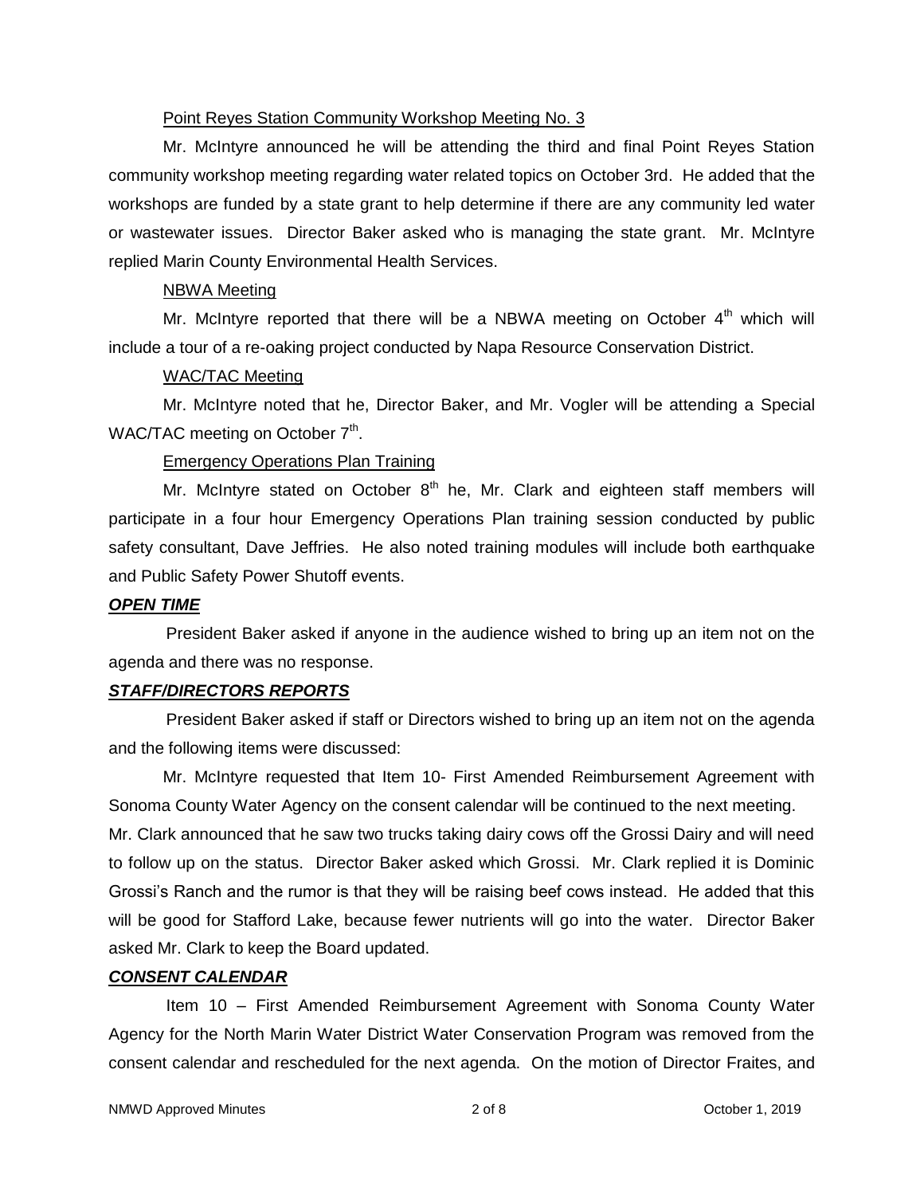Point Reyes Station Community Workshop Meeting No. 3

Mr. McIntyre announced he will be attending the third and final Point Reyes Station community workshop meeting regarding water related topics on October 3rd. He added that the workshops are funded by a state grant to help determine if there are any community led water or wastewater issues. Director Baker asked who is managing the state grant. Mr. McIntyre replied Marin County Environmental Health Services.

NBWA Meeting

Mr. McIntyre reported that there will be a NBWA meeting on October 4th which will include a tour of a re-oaking project conducted by Napa Resource Conservation District.

WAC/TAC Meeting

Mr. McIntyre noted that he, Director Baker, and Mr. Vogler will be attending a Special WAC/TAC meeting on October 7th.

Emergency Operations Plan Training

Mr. McIntyre stated on October 8th he, Mr. Clark and eighteen staff members will participate in a four hour Emergency Operations Plan training session conducted by public safety consultant, Dave Jeffries. He also noted training modules will include both earthquake and Public Safety Power Shutoff events.

***OPEN TIME***

President Baker asked if anyone in the audience wished to bring up an item not on the agenda and there was no response.

***STAFF/DIRECTORS REPORTS***

President Baker asked if staff or Directors wished to bring up an item not on the agenda and the following items were discussed:

Mr. McIntyre requested that Item 10- First Amended Reimbursement Agreement with Sonoma County Water Agency on the consent calendar will be continued to the next meeting.

Mr. Clark announced that he saw two trucks taking dairy cows off the Grossi Dairy and will need to follow up on the status. Director Baker asked which Grossi. Mr. Clark replied it is Dominic Grossi's Ranch and the rumor is that they will be raising beef cows instead. He added that this will be good for Stafford Lake, because fewer nutrients will go into the water. Director Baker asked Mr. Clark to keep the Board updated.

***CONSENT CALENDAR***

Item 10 – First Amended Reimbursement Agreement with Sonoma County Water Agency for the North Marin Water District Water Conservation Program was removed from the consent calendar and rescheduled for the next agenda. On the motion of Director Fraites, and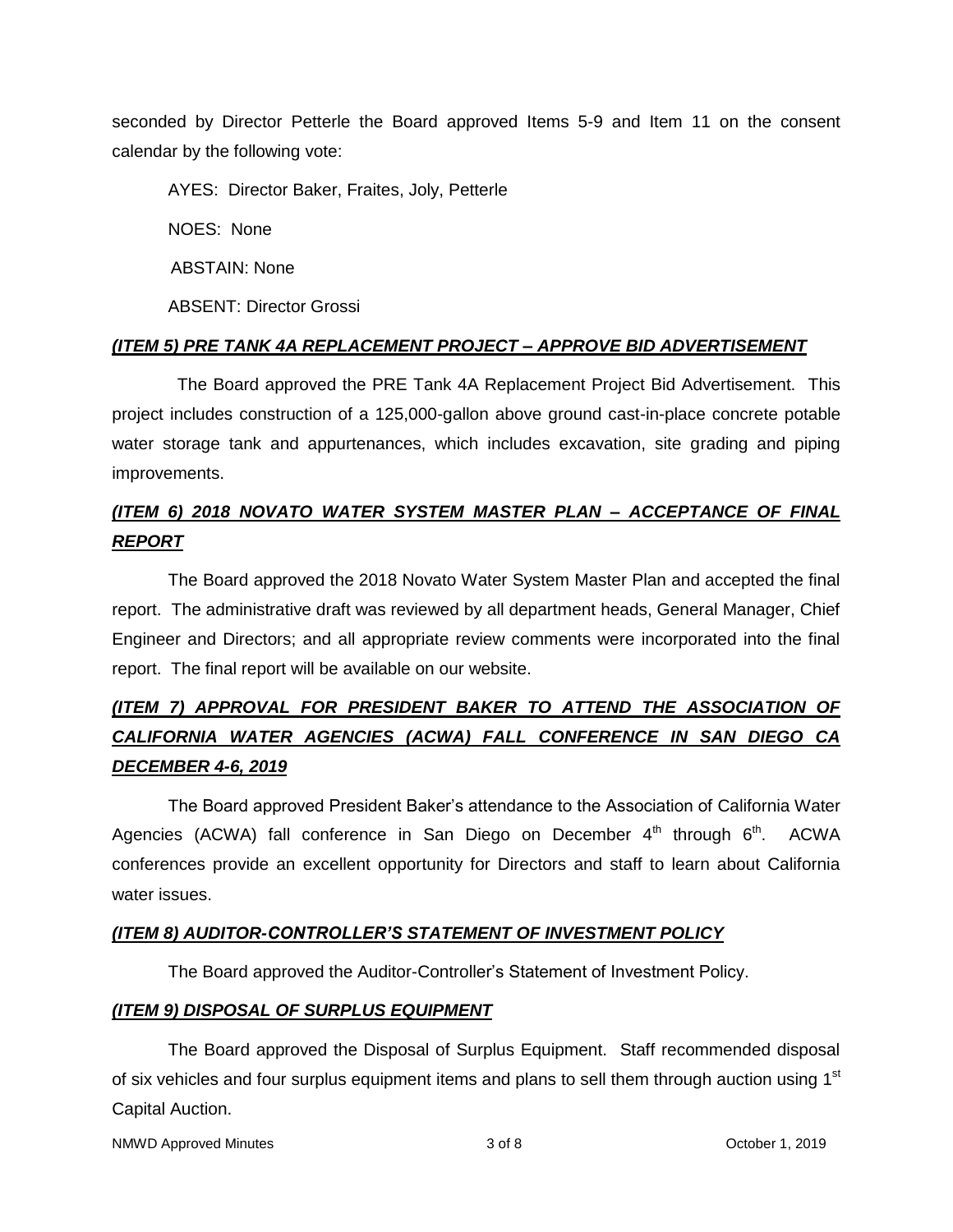seconded by Director Petterle the Board approved Items 5-9 and Item 11 on the consent calendar by the following vote:

AYES: Director Baker, Fraites, Joly, Petterle

NOES: None

ABSTAIN: None

ABSENT: Director Grossi

***(ITEM 5) PRE TANK 4A REPLACEMENT PROJECT – APPROVE BID ADVERTISEMENT***

The Board approved the PRE Tank 4A Replacement Project Bid Advertisement. This project includes construction of a 125,000-gallon above ground cast-in-place concrete potable water storage tank and appurtenances, which includes excavation, site grading and piping improvements.

***(ITEM 6) 2018 NOVATO WATER SYSTEM MASTER PLAN – ACCEPTANCE OF FINAL REPORT***

The Board approved the 2018 Novato Water System Master Plan and accepted the final report. The administrative draft was reviewed by all department heads, General Manager, Chief Engineer and Directors; and all appropriate review comments were incorporated into the final report. The final report will be available on our website.

***(ITEM 7) APPROVAL FOR PRESIDENT BAKER TO ATTEND THE ASSOCIATION OF CALIFORNIA WATER AGENCIES (ACWA) FALL CONFERENCE IN SAN DIEGO CA DECEMBER 4-6, 2019***

The Board approved President Baker's attendance to the Association of California Water Agencies (ACWA) fall conference in San Diego on December 4th through 6th. ACWA conferences provide an excellent opportunity for Directors and staff to learn about California water issues.

***(ITEM 8) AUDITOR-CONTROLLER'S STATEMENT OF INVESTMENT POLICY***

The Board approved the Auditor-Controller's Statement of Investment Policy.

***(ITEM 9) DISPOSAL OF SURPLUS EQUIPMENT***

The Board approved the Disposal of Surplus Equipment. Staff recommended disposal of six vehicles and four surplus equipment items and plans to sell them through auction using 1st Capital Auction.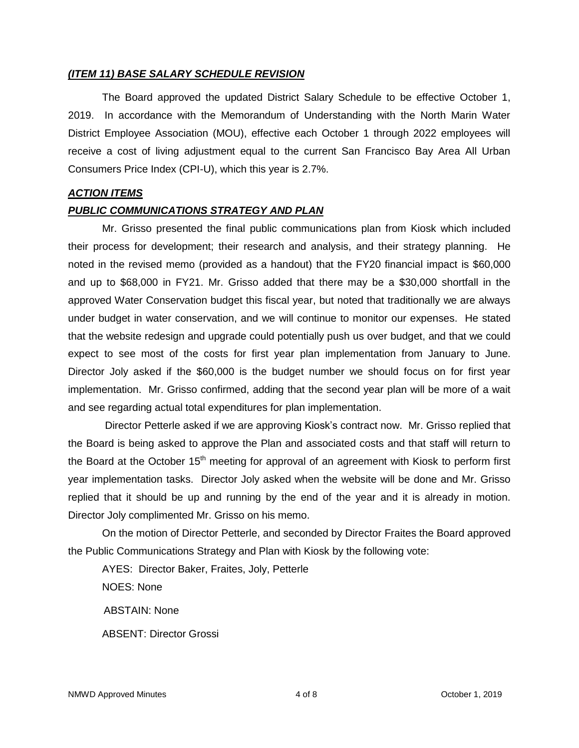***(ITEM 11) BASE SALARY SCHEDULE REVISION***

The Board approved the updated District Salary Schedule to be effective October 1, 2019. In accordance with the Memorandum of Understanding with the North Marin Water District Employee Association (MOU), effective each October 1 through 2022 employees will receive a cost of living adjustment equal to the current San Francisco Bay Area All Urban Consumers Price Index (CPI-U), which this year is 2.7%.

***ACTION ITEMS***

***PUBLIC COMMUNICATIONS STRATEGY AND PLAN***

Mr. Grisso presented the final public communications plan from Kiosk which included their process for development; their research and analysis, and their strategy planning. He noted in the revised memo (provided as a handout) that the FY20 financial impact is $60,000 and up to $68,000 in FY21. Mr. Grisso added that there may be a $30,000 shortfall in the approved Water Conservation budget this fiscal year, but noted that traditionally we are always under budget in water conservation, and we will continue to monitor our expenses. He stated that the website redesign and upgrade could potentially push us over budget, and that we could expect to see most of the costs for first year plan implementation from January to June. Director Joly asked if the $60,000 is the budget number we should focus on for first year implementation. Mr. Grisso confirmed, adding that the second year plan will be more of a wait and see regarding actual total expenditures for plan implementation.

Director Petterle asked if we are approving Kiosk's contract now. Mr. Grisso replied that the Board is being asked to approve the Plan and associated costs and that staff will return to the Board at the October 15th meeting for approval of an agreement with Kiosk to perform first year implementation tasks. Director Joly asked when the website will be done and Mr. Grisso replied that it should be up and running by the end of the year and it is already in motion. Director Joly complimented Mr. Grisso on his memo.

On the motion of Director Petterle, and seconded by Director Fraites the Board approved the Public Communications Strategy and Plan with Kiosk by the following vote:

AYES: Director Baker, Fraites, Joly, Petterle

NOES: None

ABSTAIN: None

ABSENT: Director Grossi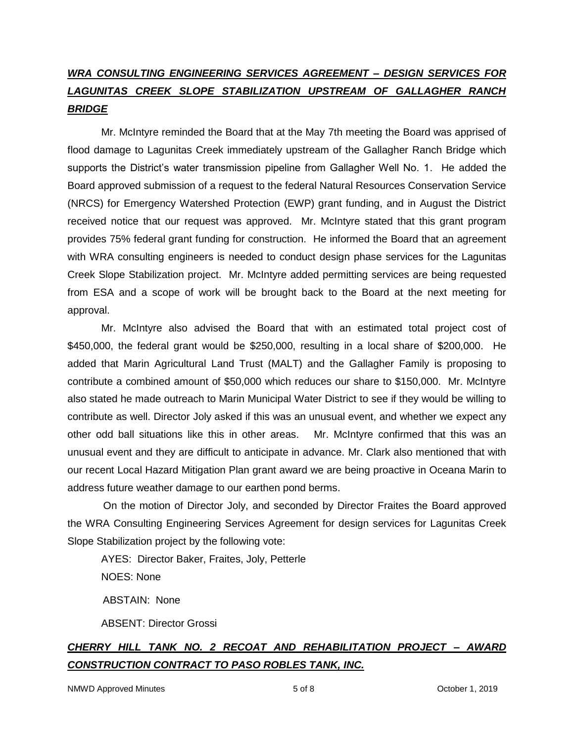***WRA CONSULTING ENGINEERING SERVICES AGREEMENT – DESIGN SERVICES FOR LAGUNITAS CREEK SLOPE STABILIZATION UPSTREAM OF GALLAGHER RANCH BRIDGE***

Mr. McIntyre reminded the Board that at the May 7th meeting the Board was apprised of flood damage to Lagunitas Creek immediately upstream of the Gallagher Ranch Bridge which supports the District's water transmission pipeline from Gallagher Well No. 1. He added the Board approved submission of a request to the federal Natural Resources Conservation Service (NRCS) for Emergency Watershed Protection (EWP) grant funding, and in August the District received notice that our request was approved. Mr. McIntyre stated that this grant program provides 75% federal grant funding for construction. He informed the Board that an agreement with WRA consulting engineers is needed to conduct design phase services for the Lagunitas Creek Slope Stabilization project. Mr. McIntyre added permitting services are being requested from ESA and a scope of work will be brought back to the Board at the next meeting for approval.

Mr. McIntyre also advised the Board that with an estimated total project cost of $450,000, the federal grant would be $250,000, resulting in a local share of $200,000. He added that Marin Agricultural Land Trust (MALT) and the Gallagher Family is proposing to contribute a combined amount of $50,000 which reduces our share to $150,000. Mr. McIntyre also stated he made outreach to Marin Municipal Water District to see if they would be willing to contribute as well. Director Joly asked if this was an unusual event, and whether we expect any other odd ball situations like this in other areas. Mr. McIntyre confirmed that this was an unusual event and they are difficult to anticipate in advance. Mr. Clark also mentioned that with our recent Local Hazard Mitigation Plan grant award we are being proactive in Oceana Marin to address future weather damage to our earthen pond berms.

On the motion of Director Joly, and seconded by Director Fraites the Board approved the WRA Consulting Engineering Services Agreement for design services for Lagunitas Creek Slope Stabilization project by the following vote:

AYES: Director Baker, Fraites, Joly, Petterle

NOES: None

ABSTAIN: None

ABSENT: Director Grossi

***CHERRY HILL TANK NO. 2 RECOAT AND REHABILITATION PROJECT – AWARD CONSTRUCTION CONTRACT TO PASO ROBLES TANK, INC.***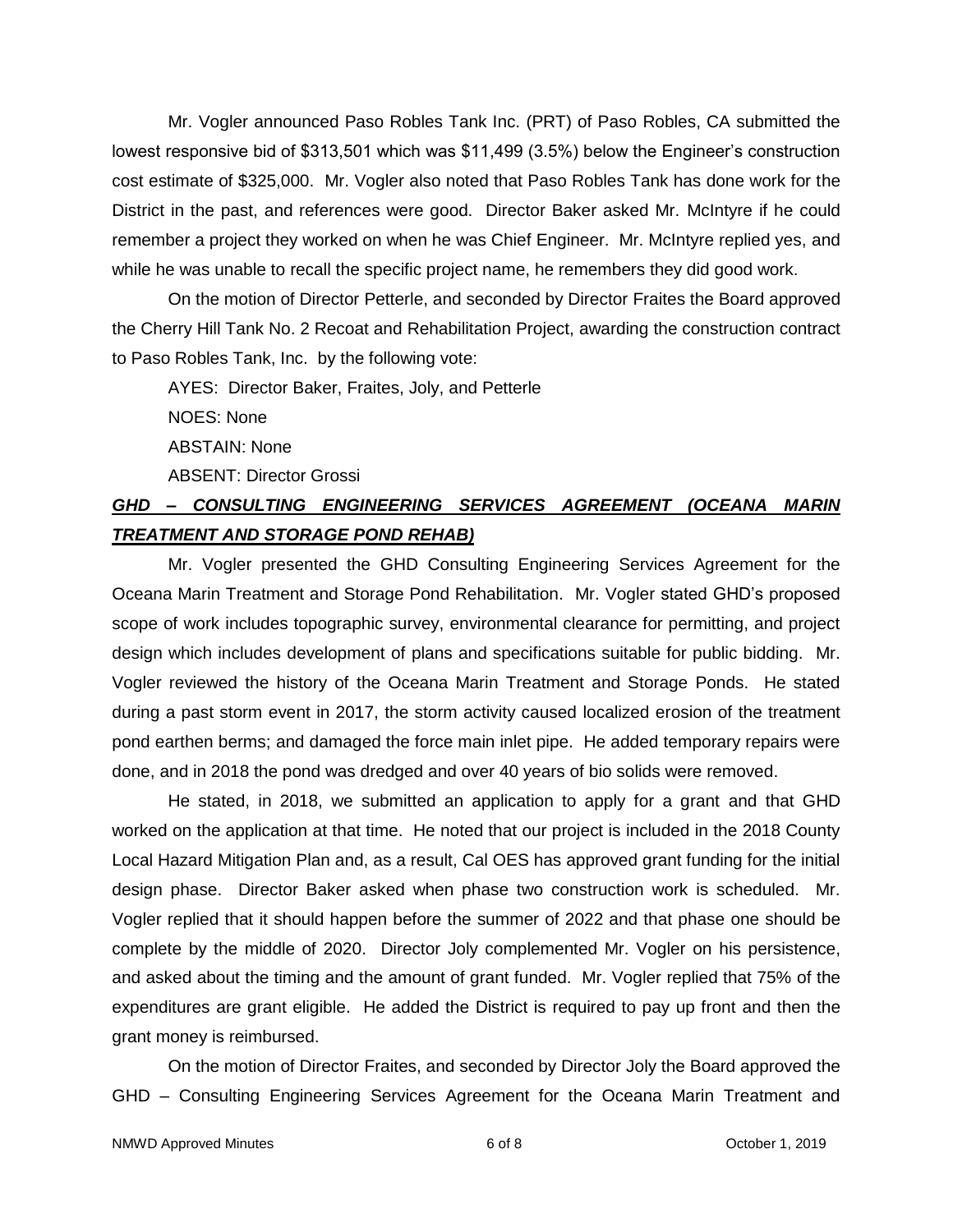Mr. Vogler announced Paso Robles Tank Inc. (PRT) of Paso Robles, CA submitted the lowest responsive bid of $313,501 which was $11,499 (3.5%) below the Engineer's construction cost estimate of $325,000. Mr. Vogler also noted that Paso Robles Tank has done work for the District in the past, and references were good. Director Baker asked Mr. McIntyre if he could remember a project they worked on when he was Chief Engineer. Mr. McIntyre replied yes, and while he was unable to recall the specific project name, he remembers they did good work.

On the motion of Director Petterle, and seconded by Director Fraites the Board approved the Cherry Hill Tank No. 2 Recoat and Rehabilitation Project, awarding the construction contract to Paso Robles Tank, Inc. by the following vote:

AYES: Director Baker, Fraites, Joly, and Petterle

NOES: None

ABSTAIN: None

ABSENT: Director Grossi

***GHD – CONSULTING ENGINEERING SERVICES AGREEMENT (OCEANA MARIN TREATMENT AND STORAGE POND REHAB)***

Mr. Vogler presented the GHD Consulting Engineering Services Agreement for the Oceana Marin Treatment and Storage Pond Rehabilitation. Mr. Vogler stated GHD's proposed scope of work includes topographic survey, environmental clearance for permitting, and project design which includes development of plans and specifications suitable for public bidding. Mr. Vogler reviewed the history of the Oceana Marin Treatment and Storage Ponds. He stated during a past storm event in 2017, the storm activity caused localized erosion of the treatment pond earthen berms; and damaged the force main inlet pipe. He added temporary repairs were done, and in 2018 the pond was dredged and over 40 years of bio solids were removed.

He stated, in 2018, we submitted an application to apply for a grant and that GHD worked on the application at that time. He noted that our project is included in the 2018 County Local Hazard Mitigation Plan and, as a result, Cal OES has approved grant funding for the initial design phase. Director Baker asked when phase two construction work is scheduled. Mr. Vogler replied that it should happen before the summer of 2022 and that phase one should be complete by the middle of 2020. Director Joly complemented Mr. Vogler on his persistence, and asked about the timing and the amount of grant funded. Mr. Vogler replied that 75% of the expenditures are grant eligible. He added the District is required to pay up front and then the grant money is reimbursed.

On the motion of Director Fraites, and seconded by Director Joly the Board approved the GHD – Consulting Engineering Services Agreement for the Oceana Marin Treatment and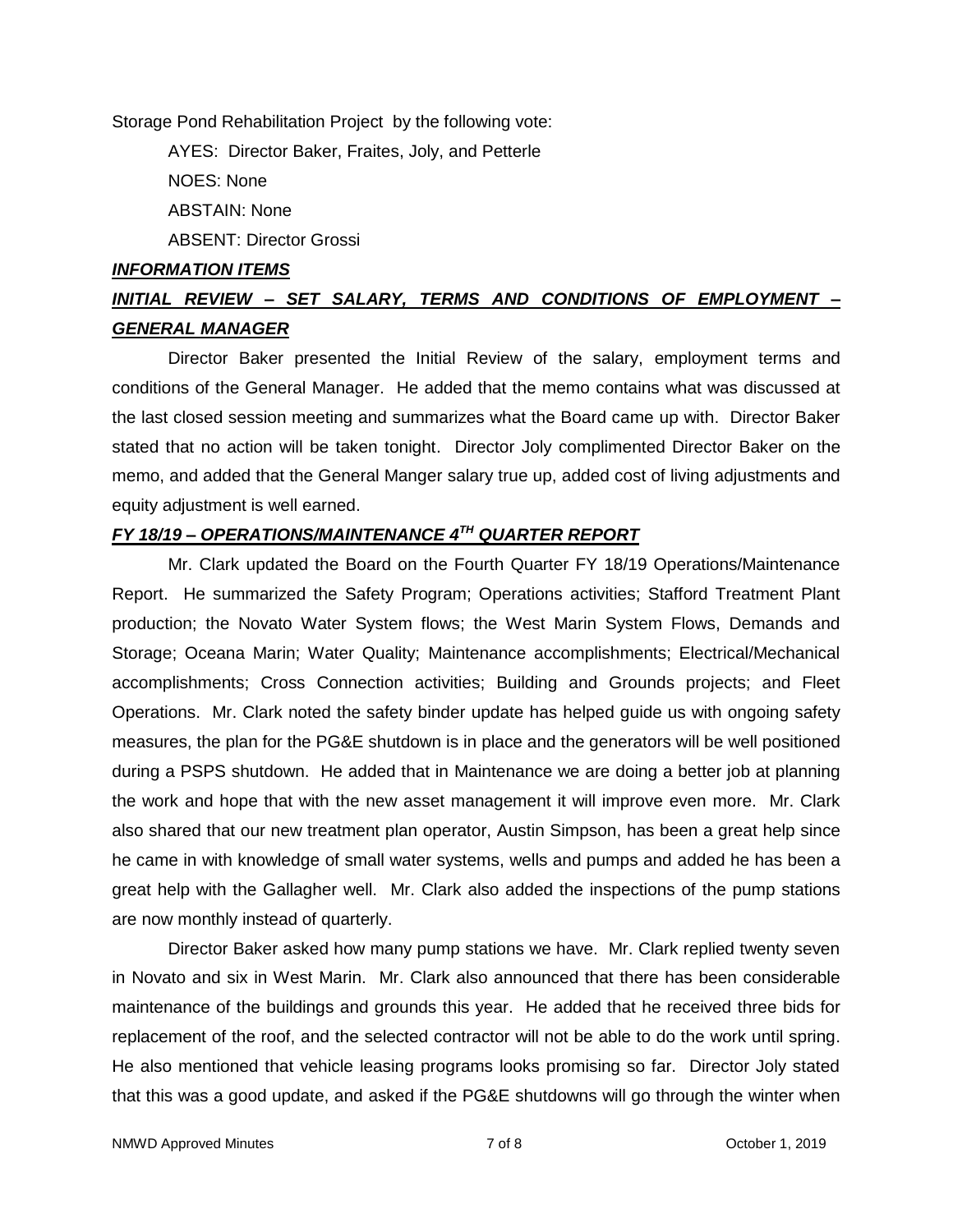Storage Pond Rehabilitation Project by the following vote:

AYES: Director Baker, Fraites, Joly, and Petterle

NOES: None

ABSTAIN: None

ABSENT: Director Grossi

***INFORMATION ITEMS***

***INITIAL REVIEW – SET SALARY, TERMS AND CONDITIONS OF EMPLOYMENT – GENERAL MANAGER***

Director Baker presented the Initial Review of the salary, employment terms and conditions of the General Manager. He added that the memo contains what was discussed at the last closed session meeting and summarizes what the Board came up with. Director Baker stated that no action will be taken tonight. Director Joly complimented Director Baker on the memo, and added that the General Manger salary true up, added cost of living adjustments and equity adjustment is well earned.

***FY 18/19 – OPERATIONS/MAINTENANCE 4TH QUARTER REPORT***

Mr. Clark updated the Board on the Fourth Quarter FY 18/19 Operations/Maintenance Report. He summarized the Safety Program; Operations activities; Stafford Treatment Plant production; the Novato Water System flows; the West Marin System Flows, Demands and Storage; Oceana Marin; Water Quality; Maintenance accomplishments; Electrical/Mechanical accomplishments; Cross Connection activities; Building and Grounds projects; and Fleet Operations. Mr. Clark noted the safety binder update has helped guide us with ongoing safety measures, the plan for the PG&E shutdown is in place and the generators will be well positioned during a PSPS shutdown. He added that in Maintenance we are doing a better job at planning the work and hope that with the new asset management it will improve even more. Mr. Clark also shared that our new treatment plan operator, Austin Simpson, has been a great help since he came in with knowledge of small water systems, wells and pumps and added he has been a great help with the Gallagher well. Mr. Clark also added the inspections of the pump stations are now monthly instead of quarterly.

Director Baker asked how many pump stations we have. Mr. Clark replied twenty seven in Novato and six in West Marin. Mr. Clark also announced that there has been considerable maintenance of the buildings and grounds this year. He added that he received three bids for replacement of the roof, and the selected contractor will not be able to do the work until spring. He also mentioned that vehicle leasing programs looks promising so far. Director Joly stated that this was a good update, and asked if the PG&E shutdowns will go through the winter when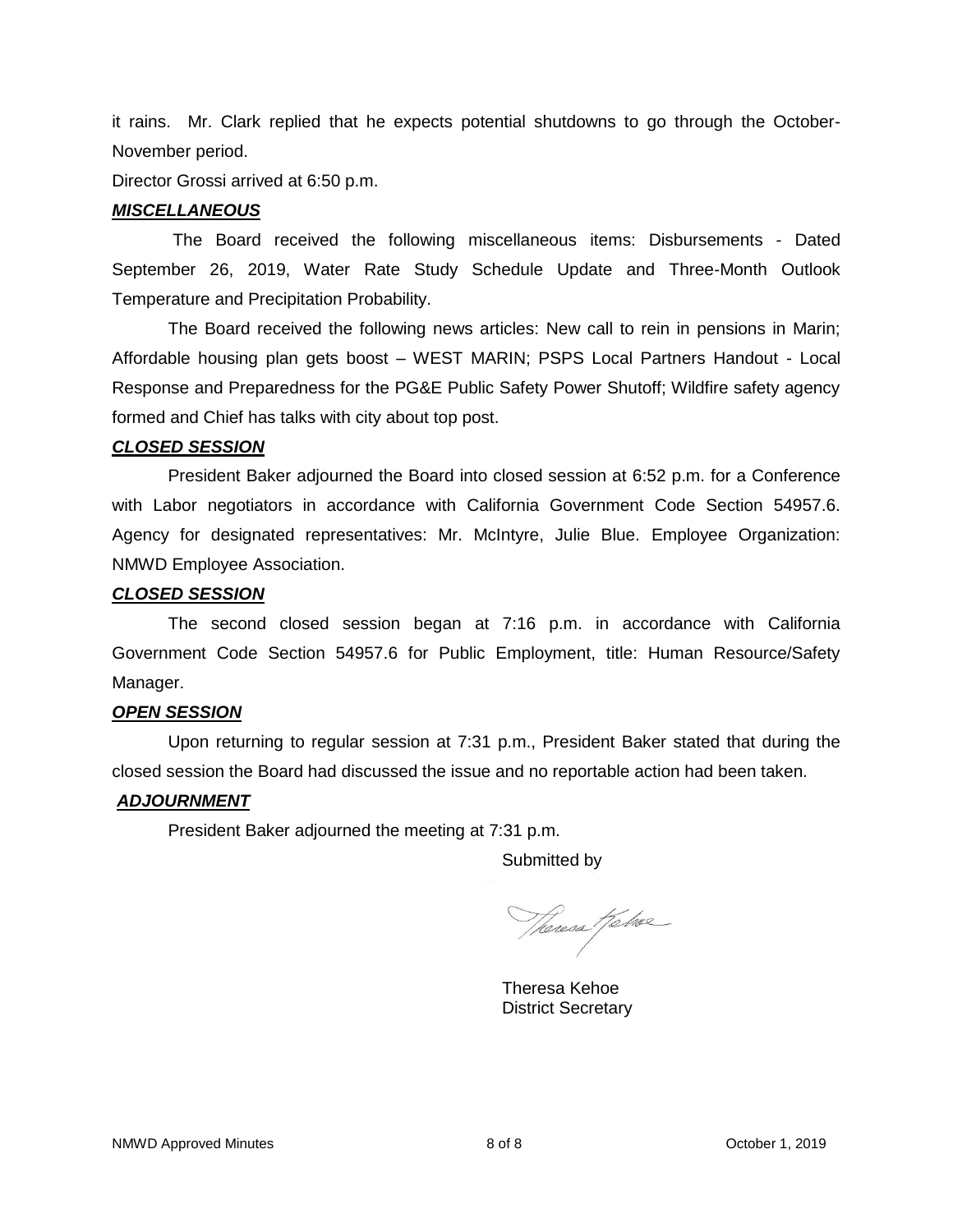it rains. Mr. Clark replied that he expects potential shutdowns to go through the October-November period.

Director Grossi arrived at 6:50 p.m.

***MISCELLANEOUS***

The Board received the following miscellaneous items: Disbursements - Dated September 26, 2019, Water Rate Study Schedule Update and Three-Month Outlook Temperature and Precipitation Probability.

The Board received the following news articles: New call to rein in pensions in Marin; Affordable housing plan gets boost – WEST MARIN; PSPS Local Partners Handout - Local Response and Preparedness for the PG&E Public Safety Power Shutoff; Wildfire safety agency formed and Chief has talks with city about top post.

***CLOSED SESSION***

President Baker adjourned the Board into closed session at 6:52 p.m. for a Conference with Labor negotiators in accordance with California Government Code Section 54957.6. Agency for designated representatives: Mr. McIntyre, Julie Blue. Employee Organization: NMWD Employee Association.

***CLOSED SESSION***

The second closed session began at 7:16 p.m. in accordance with California Government Code Section 54957.6 for Public Employment, title: Human Resource/Safety Manager.

***OPEN SESSION***

Upon returning to regular session at 7:31 p.m., President Baker stated that during the closed session the Board had discussed the issue and no reportable action had been taken.

***ADJOURNMENT***

President Baker adjourned the meeting at 7:31 p.m.

Submitted by

Theresa Kehoe
District Secretary